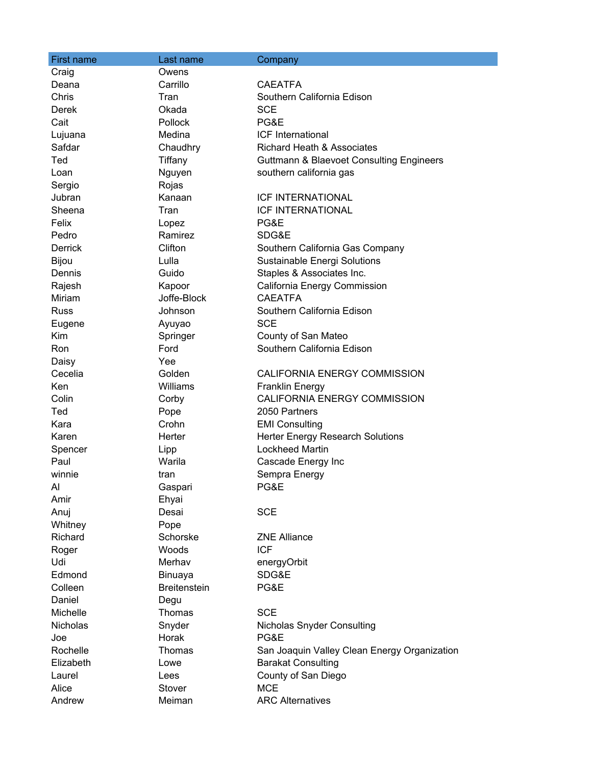| First name | Last name | Company |
| --- | --- | --- |
| Craig | Owens | |
| Deana | Carrillo | CAEATFA |
| Chris | Tran | Southern California Edison |
| Derek | Okada | SCE |
| Cait | Pollock | PG&E |
| Lujuana | Medina | ICF International |
| Safdar | Chaudhry | Richard Heath & Associates |
| Ted | Tiffany | Guttmann & Blaevoet Consulting Engineers |
| Loan | Nguyen | southern california gas |
| Sergio | Rojas | |
| Jubran | Kanaan | ICF INTERNATIONAL |
| Sheena | Tran | ICF INTERNATIONAL |
| Felix | Lopez | PG&E |
| Pedro | Ramirez | SDG&E |
| Derrick | Clifton | Southern California Gas Company |
| Bijou | Lulla | Sustainable Energi Solutions |
| Dennis | Guido | Staples & Associates Inc. |
| Rajesh | Kapoor | California Energy Commission |
| Miriam | Joffe-Block | CAEATFA |
| Russ | Johnson | Southern California Edison |
| Eugene | Ayuyao | SCE |
| Kim | Springer | County of San Mateo |
| Ron | Ford | Southern California Edison |
| Daisy | Yee | |
| Cecelia | Golden | CALIFORNIA ENERGY COMMISSION |
| Ken | Williams | Franklin Energy |
| Colin | Corby | CALIFORNIA ENERGY COMMISSION |
| Ted | Pope | 2050 Partners |
| Kara | Crohn | EMI Consulting |
| Karen | Herter | Herter Energy Research Solutions |
| Spencer | Lipp | Lockheed Martin |
| Paul | Warila | Cascade Energy Inc |
| winnie | tran | Sempra Energy |
| Al | Gaspari | PG&E |
| Amir | Ehyai | |
| Anuj | Desai | SCE |
| Whitney | Pope | |
| Richard | Schorske | ZNE Alliance |
| Roger | Woods | ICF |
| Udi | Merhav | energyOrbit |
| Edmond | Binuaya | SDG&E |
| Colleen | Breitenstein | PG&E |
| Daniel | Degu | |
| Michelle | Thomas | SCE |
| Nicholas | Snyder | Nicholas Snyder Consulting |
| Joe | Horak | PG&E |
| Rochelle | Thomas | San Joaquin Valley Clean Energy Organization |
| Elizabeth | Lowe | Barakat Consulting |
| Laurel | Lees | County of San Diego |
| Alice | Stover | MCE |
| Andrew | Meiman | ARC Alternatives |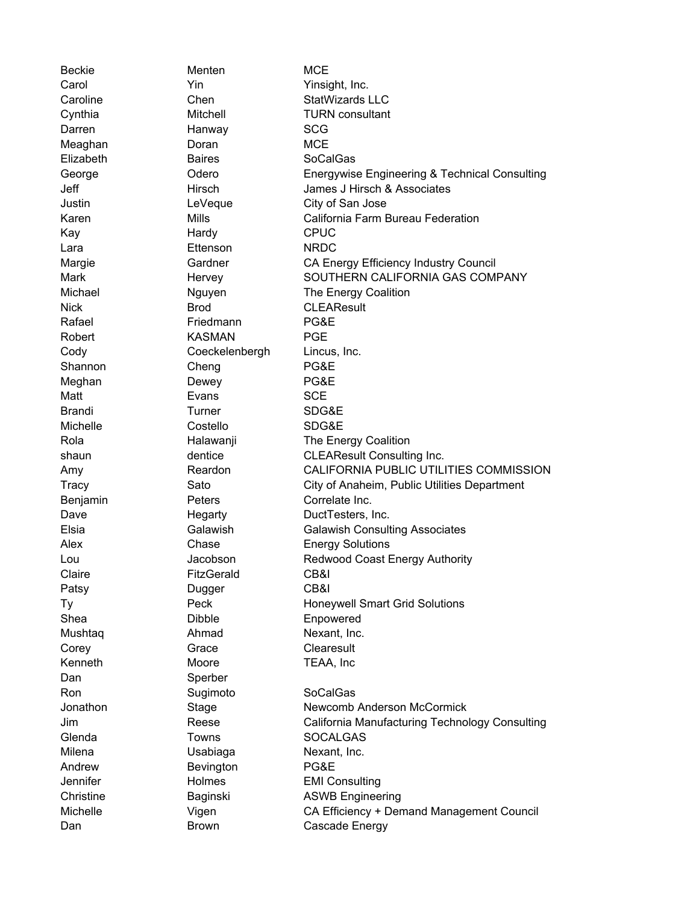| | | |
|---|---|---|
| Beckie | Menten | MCE |
| Carol | Yin | Yinsight, Inc. |
| Caroline | Chen | StatWizards LLC |
| Cynthia | Mitchell | TURN consultant |
| Darren | Hanway | SCG |
| Meaghan | Doran | MCE |
| Elizabeth | Baires | SoCalGas |
| George | Odero | Energywise Engineering & Technical Consulting |
| Jeff | Hirsch | James J Hirsch & Associates |
| Justin | LeVeque | City of San Jose |
| Karen | Mills | California Farm Bureau Federation |
| Kay | Hardy | CPUC |
| Lara | Ettenson | NRDC |
| Margie | Gardner | CA Energy Efficiency Industry Council |
| Mark | Hervey | SOUTHERN CALIFORNIA GAS COMPANY |
| Michael | Nguyen | The Energy Coalition |
| Nick | Brod | CLEAResult |
| Rafael | Friedmann | PG&E |
| Robert | KASMAN | PGE |
| Cody | Coeckelenbergh | Lincus, Inc. |
| Shannon | Cheng | PG&E |
| Meghan | Dewey | PG&E |
| Matt | Evans | SCE |
| Brandi | Turner | SDG&E |
| Michelle | Costello | SDG&E |
| Rola | Halawanji | The Energy Coalition |
| shaun | dentice | CLEAResult Consulting Inc. |
| Amy | Reardon | CALIFORNIA PUBLIC UTILITIES COMMISSION |
| Tracy | Sato | City of Anaheim, Public Utilities Department |
| Benjamin | Peters | Correlate Inc. |
| Dave | Hegarty | DuctTesters, Inc. |
| Elsia | Galawish | Galawish Consulting Associates |
| Alex | Chase | Energy Solutions |
| Lou | Jacobson | Redwood Coast Energy Authority |
| Claire | FitzGerald | CB&I |
| Patsy | Dugger | CB&I |
| Ty | Peck | Honeywell Smart Grid Solutions |
| Shea | Dibble | Enpowered |
| Mushtaq | Ahmad | Nexant, Inc. |
| Corey | Grace | Clearesult |
| Kenneth | Moore | TEAA, Inc |
| Dan | Sperber | |
| Ron | Sugimoto | SoCalGas |
| Jonathon | Stage | Newcomb Anderson McCormick |
| Jim | Reese | California Manufacturing Technology Consulting |
| Glenda | Towns | SOCALGAS |
| Milena | Usabiaga | Nexant, Inc. |
| Andrew | Bevington | PG&E |
| Jennifer | Holmes | EMI Consulting |
| Christine | Baginski | ASWB Engineering |
| Michelle | Vigen | CA Efficiency + Demand Management Council |
| Dan | Brown | Cascade Energy |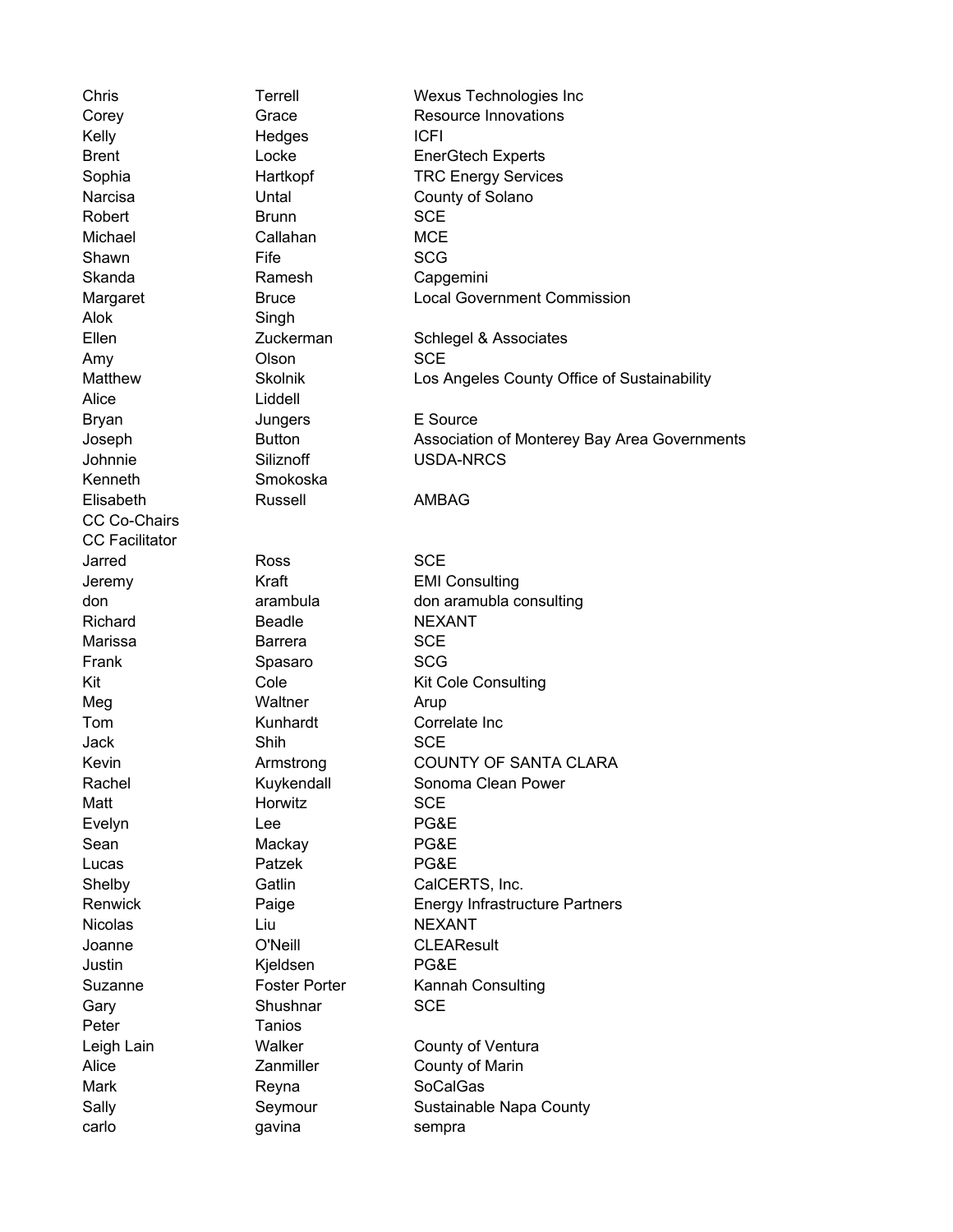| | | |
|---|---|---|
| Chris | Terrell | Wexus Technologies Inc |
| Corey | Grace | Resource Innovations |
| Kelly | Hedges | ICFI |
| Brent | Locke | EnerGtech Experts |
| Sophia | Hartkopf | TRC Energy Services |
| Narcisa | Untal | County of Solano |
| Robert | Brunn | SCE |
| Michael | Callahan | MCE |
| Shawn | Fife | SCG |
| Skanda | Ramesh | Capgemini |
| Margaret | Bruce | Local Government Commission |
| Alok | Singh | |
| Ellen | Zuckerman | Schlegel & Associates |
| Amy | Olson | SCE |
| Matthew | Skolnik | Los Angeles County Office of Sustainability |
| Alice | Liddell | |
| Bryan | Jungers | E Source |
| Joseph | Button | Association of Monterey Bay Area Governments |
| Johnnie | Siliznoff | USDA-NRCS |
| Kenneth | Smokoska | |
| Elisabeth | Russell | AMBAG |
| CC Co-Chairs | | |
| CC Facilitator | | |
| Jarred | Ross | SCE |
| Jeremy | Kraft | EMI Consulting |
| don | arambula | don aramubla consulting |
| Richard | Beadle | NEXANT |
| Marissa | Barrera | SCE |
| Frank | Spasaro | SCG |
| Kit | Cole | Kit Cole Consulting |
| Meg | Waltner | Arup |
| Tom | Kunhardt | Correlate Inc |
| Jack | Shih | SCE |
| Kevin | Armstrong | COUNTY OF SANTA CLARA |
| Rachel | Kuykendall | Sonoma Clean Power |
| Matt | Horwitz | SCE |
| Evelyn | Lee | PG&E |
| Sean | Mackay | PG&E |
| Lucas | Patzek | PG&E |
| Shelby | Gatlin | CalCERTS, Inc. |
| Renwick | Paige | Energy Infrastructure Partners |
| Nicolas | Liu | NEXANT |
| Joanne | O'Neill | CLEAResult |
| Justin | Kjeldsen | PG&E |
| Suzanne | Foster Porter | Kannah Consulting |
| Gary | Shushnar | SCE |
| Peter | Tanios | |
| Leigh Lain | Walker | County of Ventura |
| Alice | Zanmiller | County of Marin |
| Mark | Reyna | SoCalGas |
| Sally | Seymour | Sustainable Napa County |
| carlo | gavina | sempra |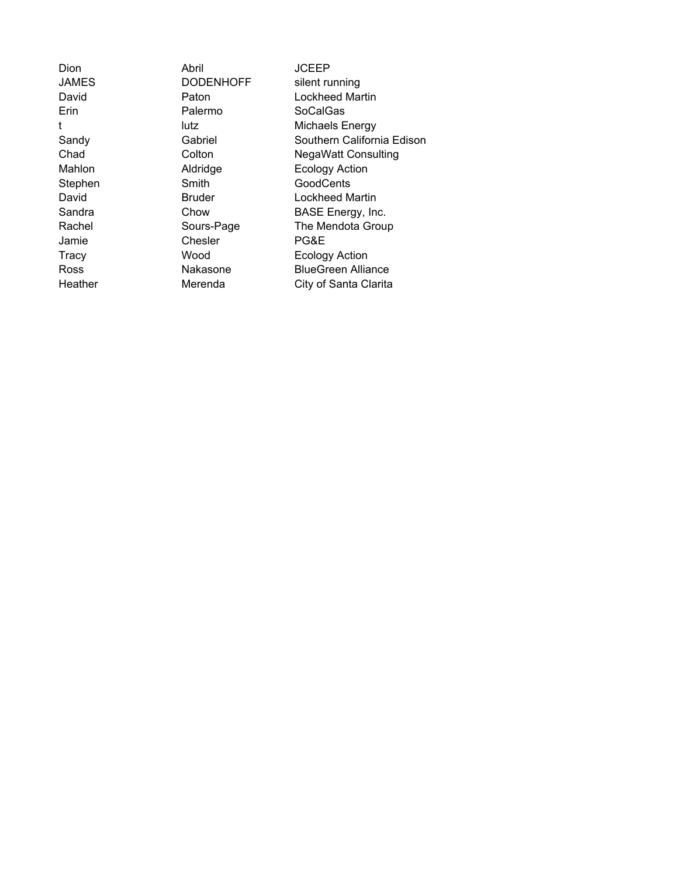| | | |
|---|---|---|
| Dion | Abril | JCEEP |
| JAMES | DODENHOFF | silent running |
| David | Paton | Lockheed Martin |
| Erin | Palermo | SoCalGas |
| t | lutz | Michaels Energy |
| Sandy | Gabriel | Southern California Edison |
| Chad | Colton | NegaWatt Consulting |
| Mahlon | Aldridge | Ecology Action |
| Stephen | Smith | GoodCents |
| David | Bruder | Lockheed Martin |
| Sandra | Chow | BASE Energy, Inc. |
| Rachel | Sours-Page | The Mendota Group |
| Jamie | Chesler | PG&E |
| Tracy | Wood | Ecology Action |
| Ross | Nakasone | BlueGreen Alliance |
| Heather | Merenda | City of Santa Clarita |